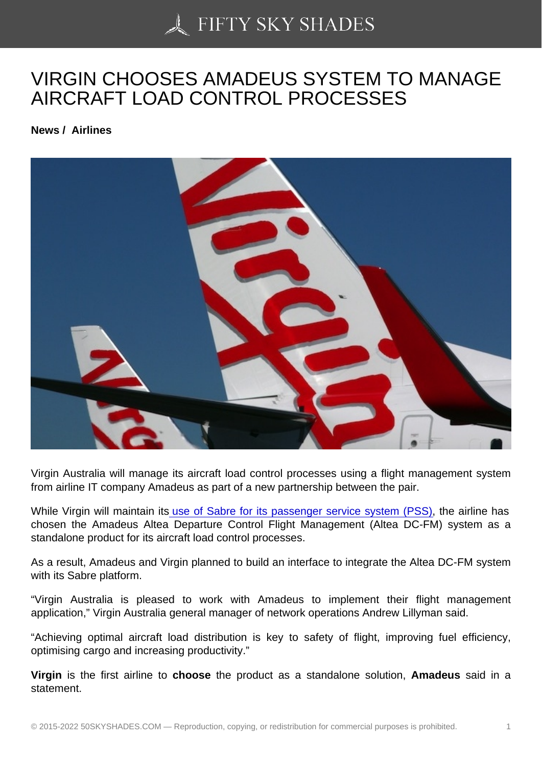# VIRGIN CHOOSES AMADEUS SYSTEM TO MANAGE AIRCRAFT LOAD CONTROL PROCESSES

**News / Airlines**

Virgin Australia will manage its aircraft load control processes using a flight management system from airline IT company Amadeus as part of a new partnership between the pair.

While Virgin will maintain its use of Sabre for its passenger service system (PSS), the airline has chosen the Amadeus Altea Departure Control Flight Management (Altea DC-FM) system as a standalone product for its aircraft load control processes.

As a result, Amadeus and Virgin planned to build an interface to integrate the Altea DC-FM system with its Sabre platform.

"Virgin Australia is pleased to work with Amadeus to implement their flight management application," Virgin Australia general manager of network operations Andrew Lillyman said.

"Achieving optimal aircraft load distribution is key to safety of flight, improving fuel efficiency, optimising cargo and increasing productivity."

**Virgin** is the first airline to **choose** the product as a standalone solution, **Amadeus** said in a statement.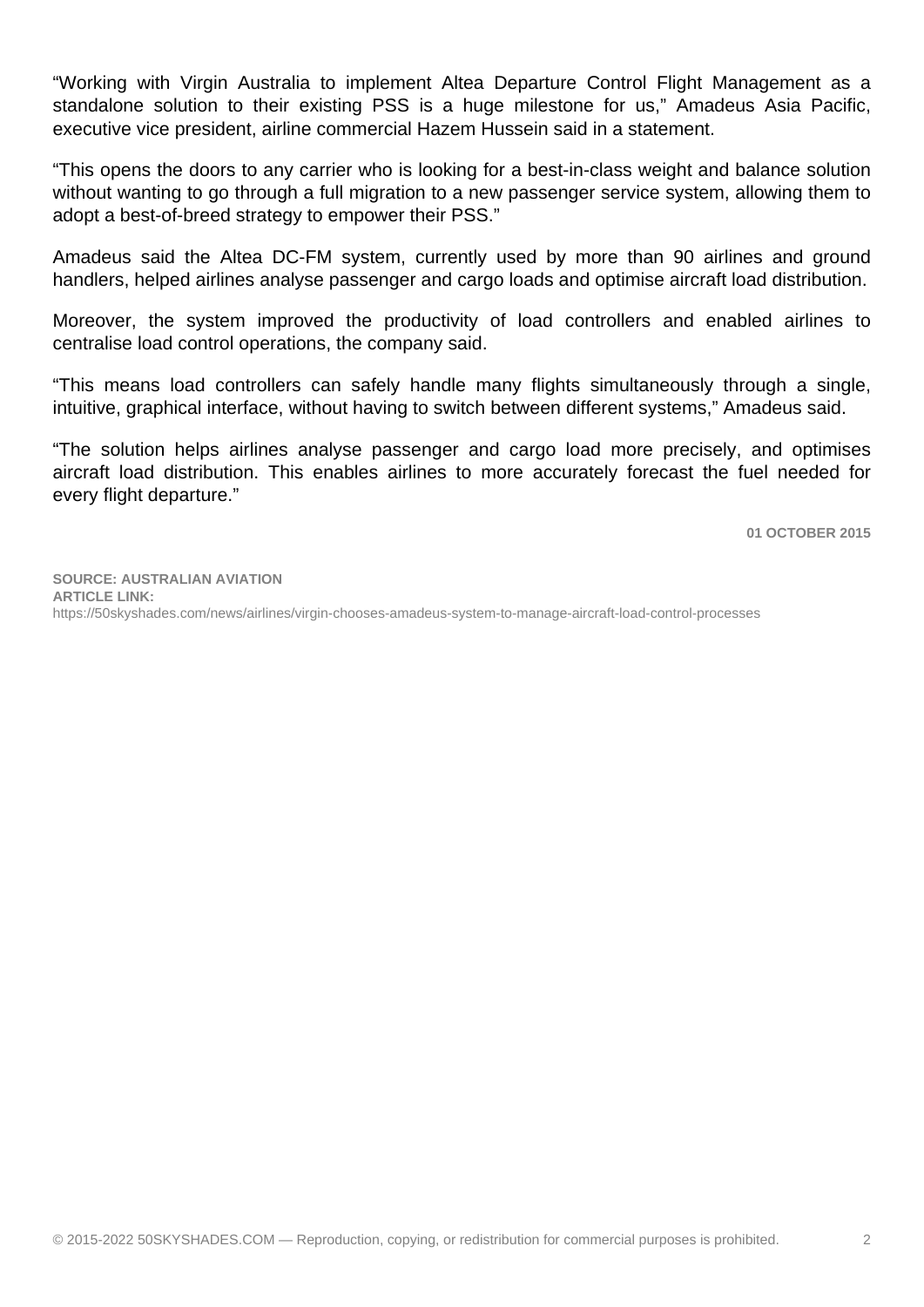“Working with Virgin Australia to implement Altea Departure Control Flight Management as a standalone solution to their existing PSS is a huge milestone for us,” Amadeus Asia Pacific, executive vice president, airline commercial Hazem Hussein said in a statement.

“This opens the doors to any carrier who is looking for a best-in-class weight and balance solution without wanting to go through a full migration to a new passenger service system, allowing them to adopt a best-of-breed strategy to empower their PSS.”

Amadeus said the Altea DC-FM system, currently used by more than 90 airlines and ground handlers, helped airlines analyse passenger and cargo loads and optimise aircraft load distribution.

Moreover, the system improved the productivity of load controllers and enabled airlines to centralise load control operations, the company said.

“This means load controllers can safely handle many flights simultaneously through a single, intuitive, graphical interface, without having to switch between different systems,” Amadeus said.

“The solution helps airlines analyse passenger and cargo load more precisely, and optimises aircraft load distribution. This enables airlines to more accurately forecast the fuel needed for every flight departure.”

**01 OCTOBER 2015**

**SOURCE: AUSTRALIAN AVIATION**
**ARTICLE LINK:**
https://50skyshades.com/news/airlines/virgin-chooses-amadeus-system-to-manage-aircraft-load-control-processes

© 2015-2022 50SKYSHADES.COM — Reproduction, copying, or redistribution for commercial purposes is prohibited.